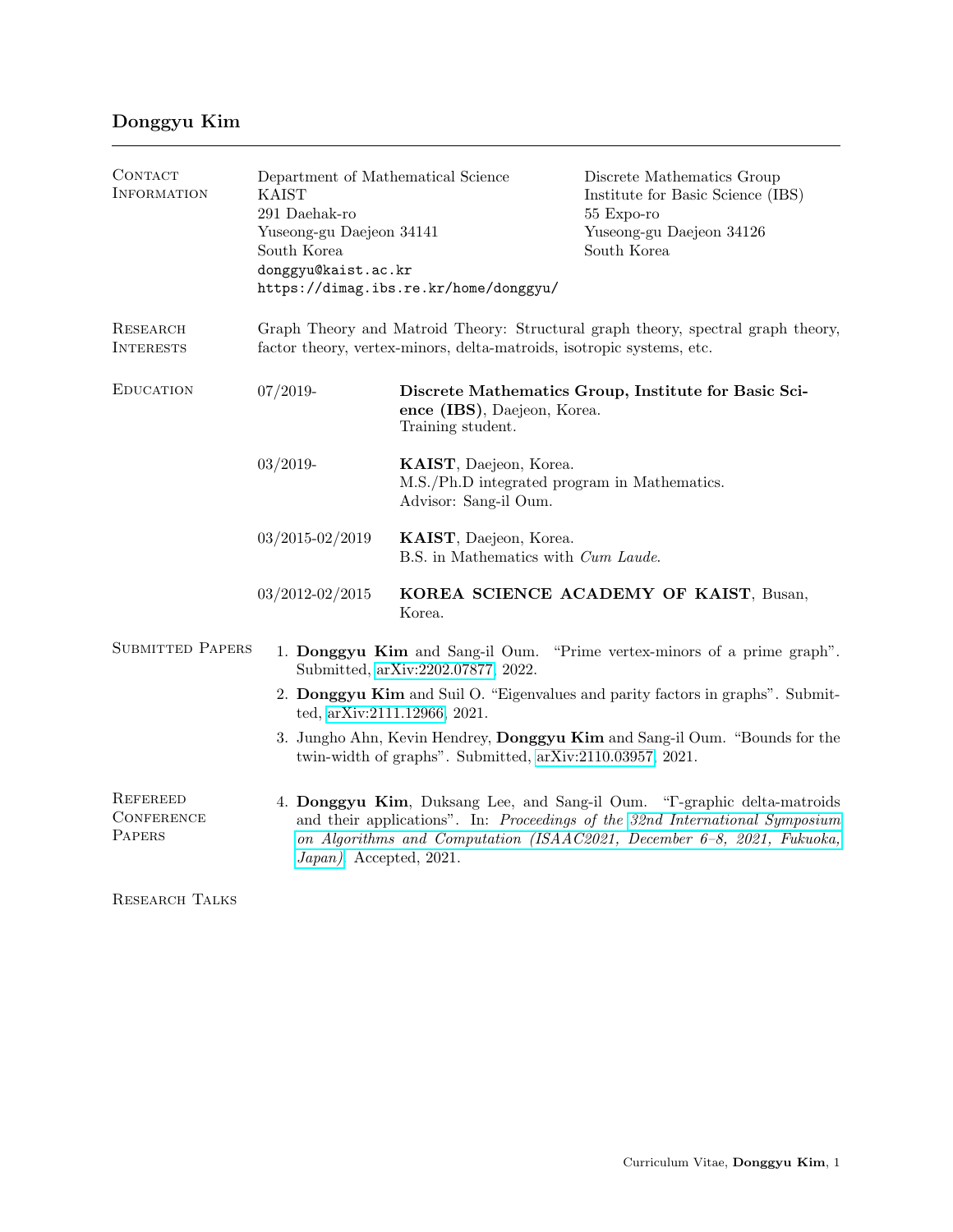# Donggyu Kim

## Contact Information

Department of Mathematical Science
KAIST
291 Daehak-ro
Yuseong-gu Daejeon 34141
South Korea
`donggyu@kaist.ac.kr`
`https://dimag.ibs.re.kr/home/donggyu/`

Discrete Mathematics Group
Institute for Basic Science (IBS)
55 Expo-ro
Yuseong-gu Daejeon 34126
South Korea

## Research Interests

Graph Theory and Matroid Theory: Structural graph theory, spectral graph theory, factor theory, vertex-minors, delta-matroids, isotropic systems, etc.

## Education

07/2019- **Discrete Mathematics Group, Institute for Basic Science (IBS)**, Daejeon, Korea.
Training student.

03/2019- **KAIST**, Daejeon, Korea.
M.S./Ph.D integrated program in Mathematics.
Advisor: Sang-il Oum.

03/2015-02/2019 **KAIST**, Daejeon, Korea.
B.S. in Mathematics with *Cum Laude*.

03/2012-02/2015 **KOREA SCIENCE ACADEMY OF KAIST**, Busan, Korea.

## Submitted Papers

1. **Donggyu Kim** and Sang-il Oum. "Prime vertex-minors of a prime graph". Submitted, arXiv:2202.07877, 2022.
2. **Donggyu Kim** and Suil O. "Eigenvalues and parity factors in graphs". Submitted, arXiv:2111.12966, 2021.
3. Jungho Ahn, Kevin Hendrey, **Donggyu Kim** and Sang-il Oum. "Bounds for the twin-width of graphs". Submitted, arXiv:2110.03957, 2021.

## Refereed Conference Papers

4. **Donggyu Kim**, Duksang Lee, and Sang-il Oum. "Γ-graphic delta-matroids and their applications". In: *Proceedings of the 32nd International Symposium on Algorithms and Computation (ISAAC2021, December 6–8, 2021, Fukuoka, Japan)*. Accepted, 2021.

## Research Talks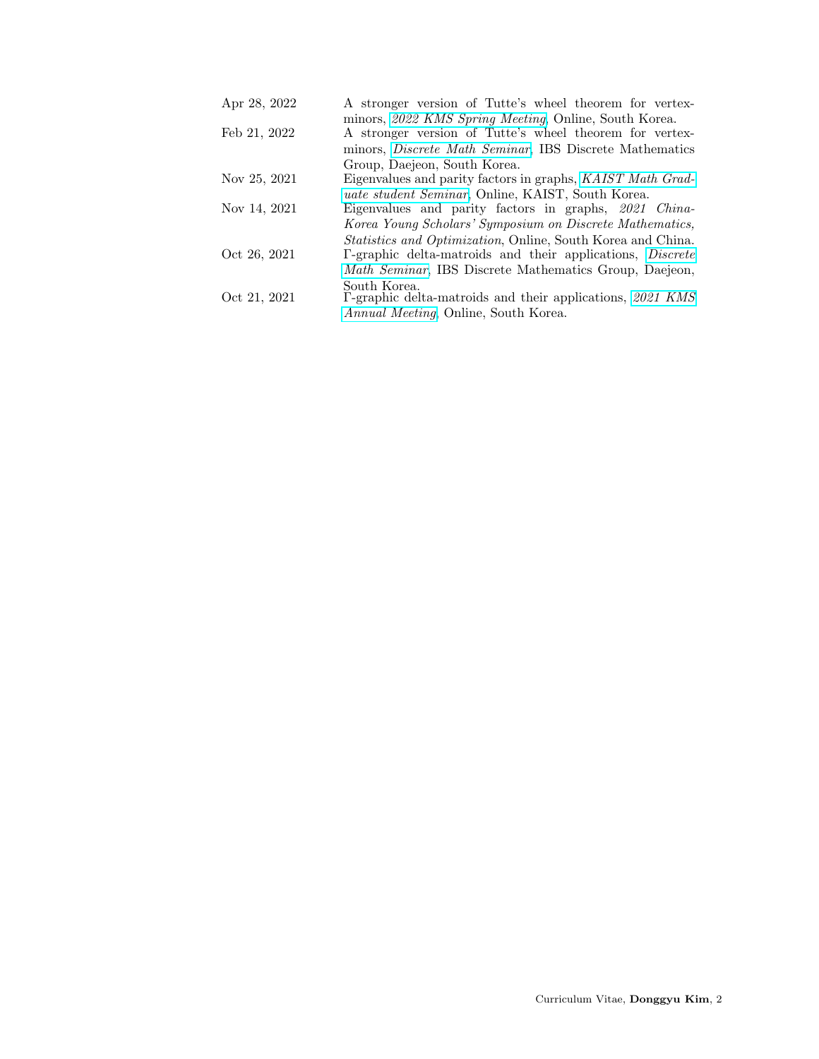| | |
|---|---|
| Apr 28, 2022 | A stronger version of Tutte's wheel theorem for vertex-minors, *2022 KMS Spring Meeting*, Online, South Korea. |
| Feb 21, 2022 | A stronger version of Tutte's wheel theorem for vertex-minors, *Discrete Math Seminar*, IBS Discrete Mathematics Group, Daejeon, South Korea. |
| Nov 25, 2021 | Eigenvalues and parity factors in graphs, *KAIST Math Graduate student Seminar*, Online, KAIST, South Korea. |
| Nov 14, 2021 | Eigenvalues and parity factors in graphs, *2021 China-Korea Young Scholars' Symposium on Discrete Mathematics, Statistics and Optimization*, Online, South Korea and China. |
| Oct 26, 2021 | Γ-graphic delta-matroids and their applications, *Discrete Math Seminar*, IBS Discrete Mathematics Group, Daejeon, South Korea. |
| Oct 21, 2021 | Γ-graphic delta-matroids and their applications, *2021 KMS Annual Meeting*, Online, South Korea. |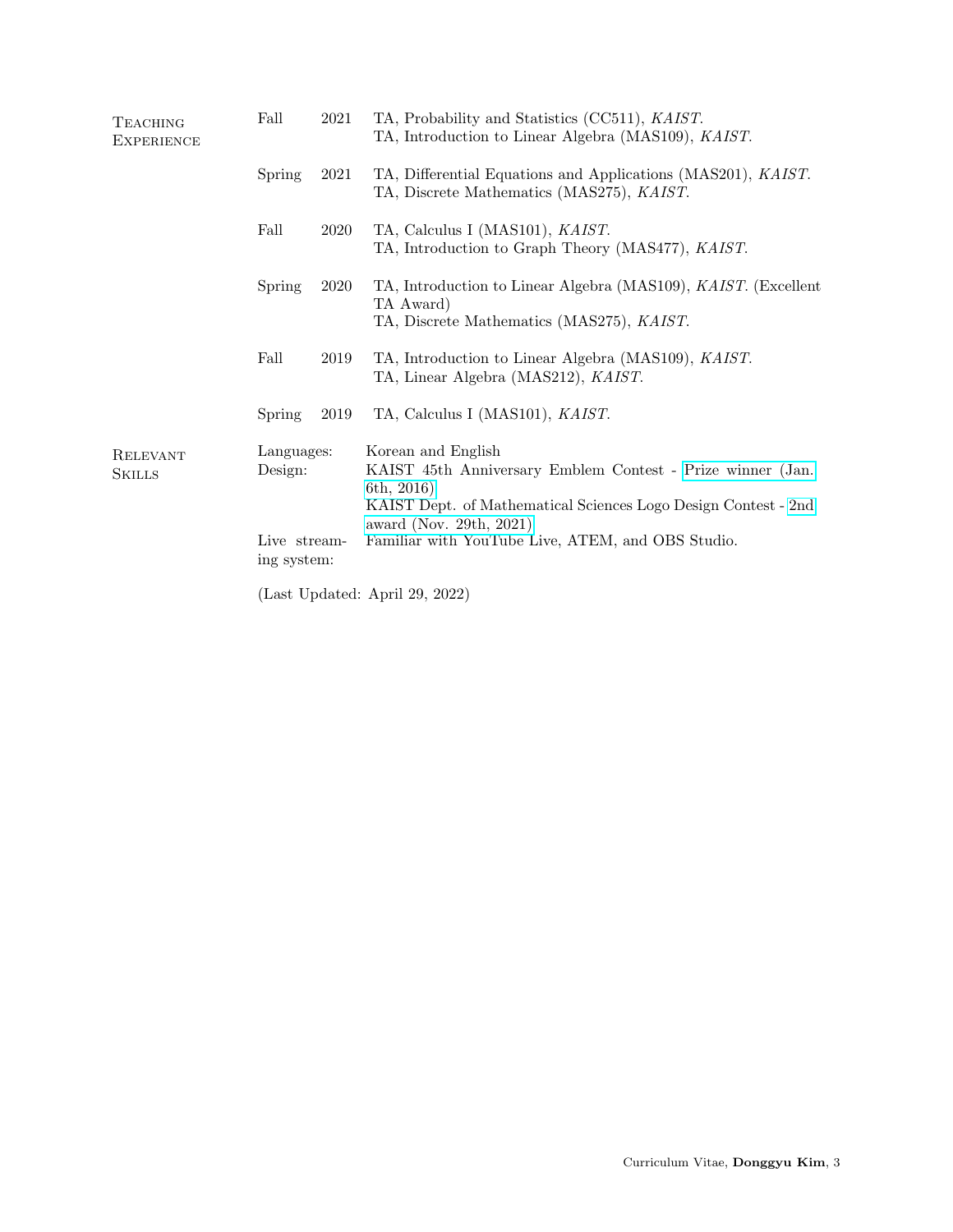## Teaching Experience

**Fall 2021**
- TA, Probability and Statistics (CC511), *KAIST*.
- TA, Introduction to Linear Algebra (MAS109), *KAIST*.

**Spring 2021**
- TA, Differential Equations and Applications (MAS201), *KAIST*.
- TA, Discrete Mathematics (MAS275), *KAIST*.

**Fall 2020**
- TA, Calculus I (MAS101), *KAIST*.
- TA, Introduction to Graph Theory (MAS477), *KAIST*.

**Spring 2020**
- TA, Introduction to Linear Algebra (MAS109), *KAIST*. (Excellent TA Award)
- TA, Discrete Mathematics (MAS275), *KAIST*.

**Fall 2019**
- TA, Introduction to Linear Algebra (MAS109), *KAIST*.
- TA, Linear Algebra (MAS212), *KAIST*.

**Spring 2019**
- TA, Calculus I (MAS101), *KAIST*.

## Relevant Skills

**Languages:** Korean and English

**Design:**
- KAIST 45th Anniversary Emblem Contest - Prize winner (Jan. 6th, 2016)
- KAIST Dept. of Mathematical Sciences Logo Design Contest - 2nd award (Nov. 29th, 2021)

**Live streaming system:** Familiar with YouTube Live, ATEM, and OBS Studio.

(Last Updated: April 29, 2022)